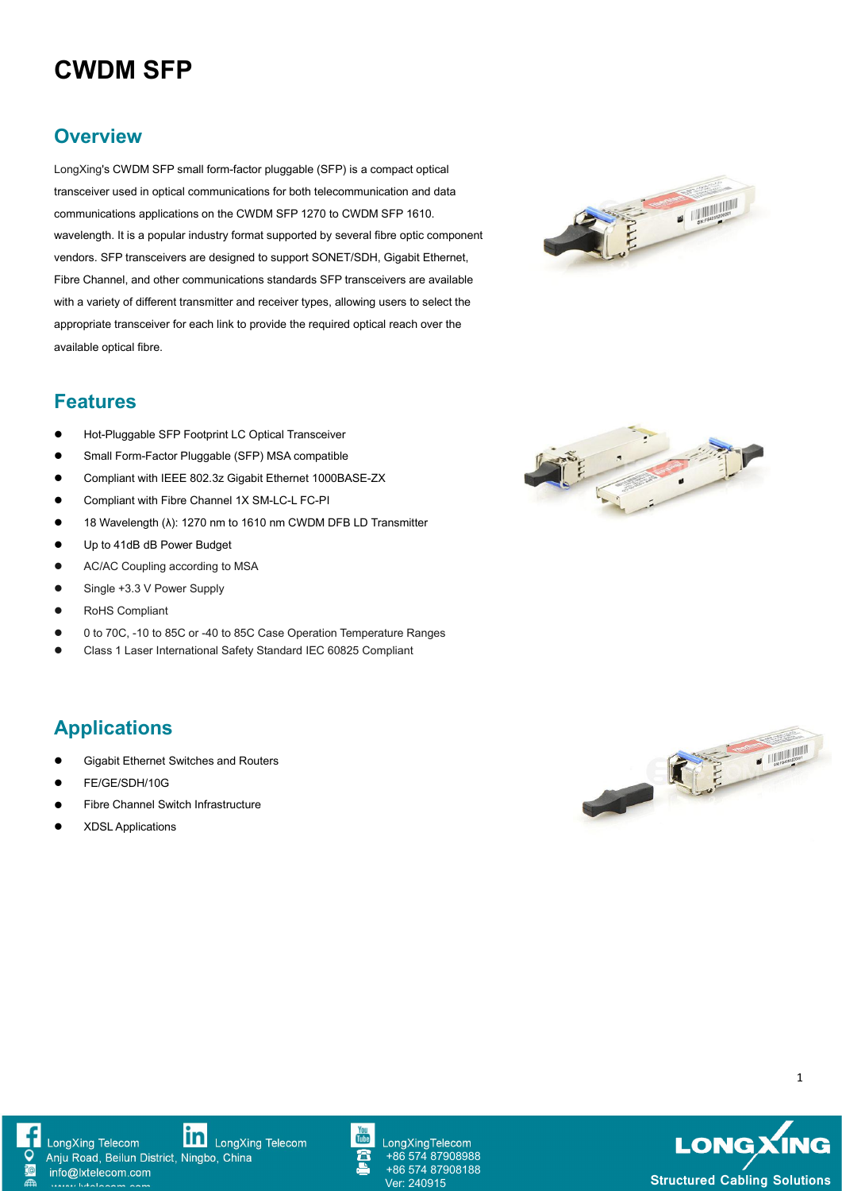# CWDM SFP

## Overview

LongXing's CWDM SFP small form-factor pluggable (SFP) is a compact optical transceiver used in optical communications for both telecommunication and data communications applications on the CWDM SFP 1270 to CWDM SFP 1610. wavelength. It is a popular industry format supported by several fibre optic component vendors. SFP transceivers are designed to support SONET/SDH, Gigabit Ethernet, Fibre Channel, and other communications standards SFP transceivers are available with a variety of different transmitter and receiver types, allowing users to select the appropriate transceiver for each link to provide the required optical reach over the available optical fibre.

## Features

- Hot-Pluggable SFP Footprint LC Optical Transceiver
- Small Form-Factor Pluggable (SFP) MSA compatible
- Compliant with IEEE 802.3z Gigabit Ethernet 1000BASE-ZX
- Compliant with Fibre Channel 1X SM-LC-L FC-PI
- 18 Wavelength (λ): 1270 nm to 1610 nm CWDM DFB LD Transmitter
- Up to 41dB dB Power Budget
- AC/AC Coupling according to MSA
- Single +3.3 V Power Supply
- RoHS Compliant
- 0 to 70C, -10 to 85C or -40 to 85C Case Operation Temperature Ranges
- Class 1 Laser International Safety Standard IEC 60825 Compliant

## Applications

- Gigabit Ethernet Switches and Routers
- FE/GE/SDH/10G
- Fibre Channel Switch Infrastructure
- XDSL Applications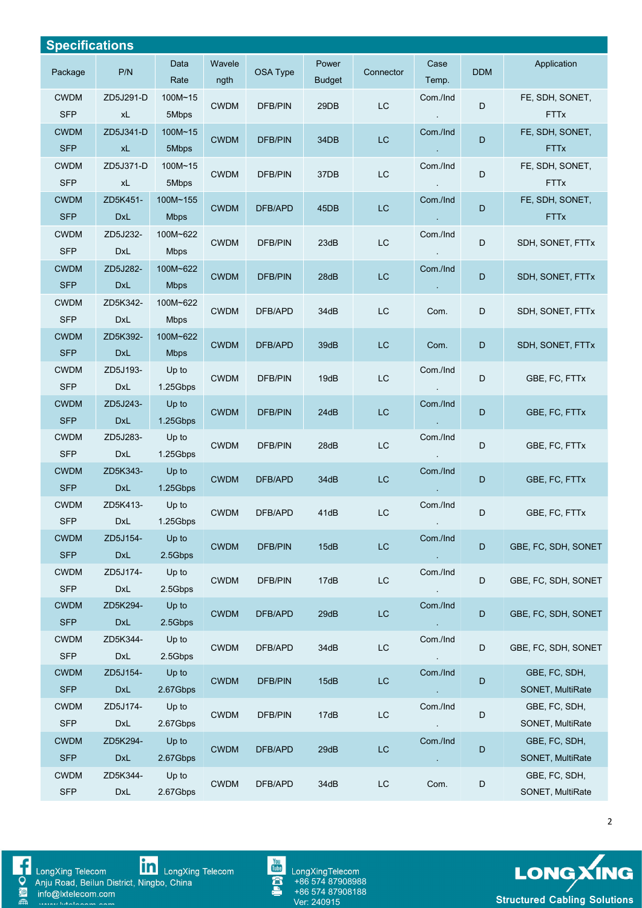## Specifications

| Package | P/N | Data Rate | Wavelength | OSA Type | Power Budget | Connector | Case Temp. | DDM | Application |
|---|---|---|---|---|---|---|---|---|---|
| CWDM SFP | ZD5J291-DxL | 100M~155Mbps | CWDM | DFB/PIN | 29DB | LC | Com./Ind. | D | FE, SDH, SONET, FTTx |
| CWDM SFP | ZD5J341-DxL | 100M~155Mbps | CWDM | DFB/PIN | 34DB | LC | Com./Ind. | D | FE, SDH, SONET, FTTx |
| CWDM SFP | ZD5J371-DxL | 100M~155Mbps | CWDM | DFB/PIN | 37DB | LC | Com./Ind. | D | FE, SDH, SONET, FTTx |
| CWDM SFP | ZD5K451-DxL | 100M~155 Mbps | CWDM | DFB/APD | 45DB | LC | Com./Ind. | D | FE, SDH, SONET, FTTx |
| CWDM SFP | ZD5J232-DxL | 100M~622 Mbps | CWDM | DFB/PIN | 23dB | LC | Com./Ind. | D | SDH, SONET, FTTx |
| CWDM SFP | ZD5J282-DxL | 100M~622 Mbps | CWDM | DFB/PIN | 28dB | LC | Com./Ind. | D | SDH, SONET, FTTx |
| CWDM SFP | ZD5K342-DxL | 100M~622 Mbps | CWDM | DFB/APD | 34dB | LC | Com. | D | SDH, SONET, FTTx |
| CWDM SFP | ZD5K392-DxL | 100M~622 Mbps | CWDM | DFB/APD | 39dB | LC | Com. | D | SDH, SONET, FTTx |
| CWDM SFP | ZD5J193-DxL | Up to 1.25Gbps | CWDM | DFB/PIN | 19dB | LC | Com./Ind. | D | GBE, FC, FTTx |
| CWDM SFP | ZD5J243-DxL | Up to 1.25Gbps | CWDM | DFB/PIN | 24dB | LC | Com./Ind. | D | GBE, FC, FTTx |
| CWDM SFP | ZD5J283-DxL | Up to 1.25Gbps | CWDM | DFB/PIN | 28dB | LC | Com./Ind. | D | GBE, FC, FTTx |
| CWDM SFP | ZD5K343-DxL | Up to 1.25Gbps | CWDM | DFB/APD | 34dB | LC | Com./Ind. | D | GBE, FC, FTTx |
| CWDM SFP | ZD5K413-DxL | Up to 1.25Gbps | CWDM | DFB/APD | 41dB | LC | Com./Ind. | D | GBE, FC, FTTx |
| CWDM SFP | ZD5J154-DxL | Up to 2.5Gbps | CWDM | DFB/PIN | 15dB | LC | Com./Ind. | D | GBE, FC, SDH, SONET |
| CWDM SFP | ZD5J174-DxL | Up to 2.5Gbps | CWDM | DFB/PIN | 17dB | LC | Com./Ind. | D | GBE, FC, SDH, SONET |
| CWDM SFP | ZD5K294-DxL | Up to 2.5Gbps | CWDM | DFB/APD | 29dB | LC | Com./Ind. | D | GBE, FC, SDH, SONET |
| CWDM SFP | ZD5K344-DxL | Up to 2.5Gbps | CWDM | DFB/APD | 34dB | LC | Com./Ind. | D | GBE, FC, SDH, SONET |
| CWDM SFP | ZD5J154-DxL | Up to 2.67Gbps | CWDM | DFB/PIN | 15dB | LC | Com./Ind. | D | GBE, FC, SDH, SONET, MultiRate |
| CWDM SFP | ZD5J174-DxL | Up to 2.67Gbps | CWDM | DFB/PIN | 17dB | LC | Com./Ind. | D | GBE, FC, SDH, SONET, MultiRate |
| CWDM SFP | ZD5K294-DxL | Up to 2.67Gbps | CWDM | DFB/APD | 29dB | LC | Com./Ind. | D | GBE, FC, SDH, SONET, MultiRate |
| CWDM SFP | ZD5K344-DxL | Up to 2.67Gbps | CWDM | DFB/APD | 34dB | LC | Com. | D | GBE, FC, SDH, SONET, MultiRate |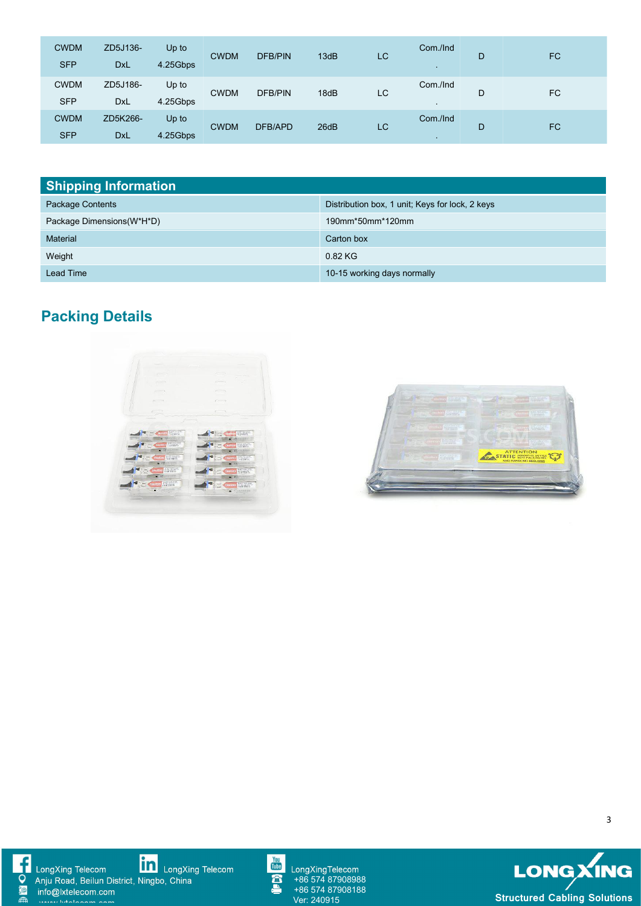| | | | | | | | | | |
|---|---|---|---|---|---|---|---|---|---|
| CWDM SFP | ZD5J136-DxL | Up to 4.25Gbps | CWDM | DFB/PIN | 13dB | LC | Com./Ind. | D | FC |
| CWDM SFP | ZD5J186-DxL | Up to 4.25Gbps | CWDM | DFB/PIN | 18dB | LC | Com./Ind. | D | FC |
| CWDM SFP | ZD5K266-DxL | Up to 4.25Gbps | CWDM | DFB/APD | 26dB | LC | Com./Ind. | D | FC |

## Shipping Information

| Shipping Information | |
|---|---|
| Package Contents | Distribution box, 1 unit; Keys for lock, 2 keys |
| Package Dimensions(W*H*D) | 190mm*50mm*120mm |
| Material | Carton box |
| Weight | 0.82 KG |
| Lead Time | 10-15 working days normally |

## Packing Details

LongXing Telecom
LongXing Telecom
LongXingTelecom
Anju Road, Beilun District, Ningbo, China
info@lxtelecom.com
www.lxtelecom.com
+86 574 87908988
+86 574 87908188
Ver: 240915

LONGXING
Structured Cabling Solutions